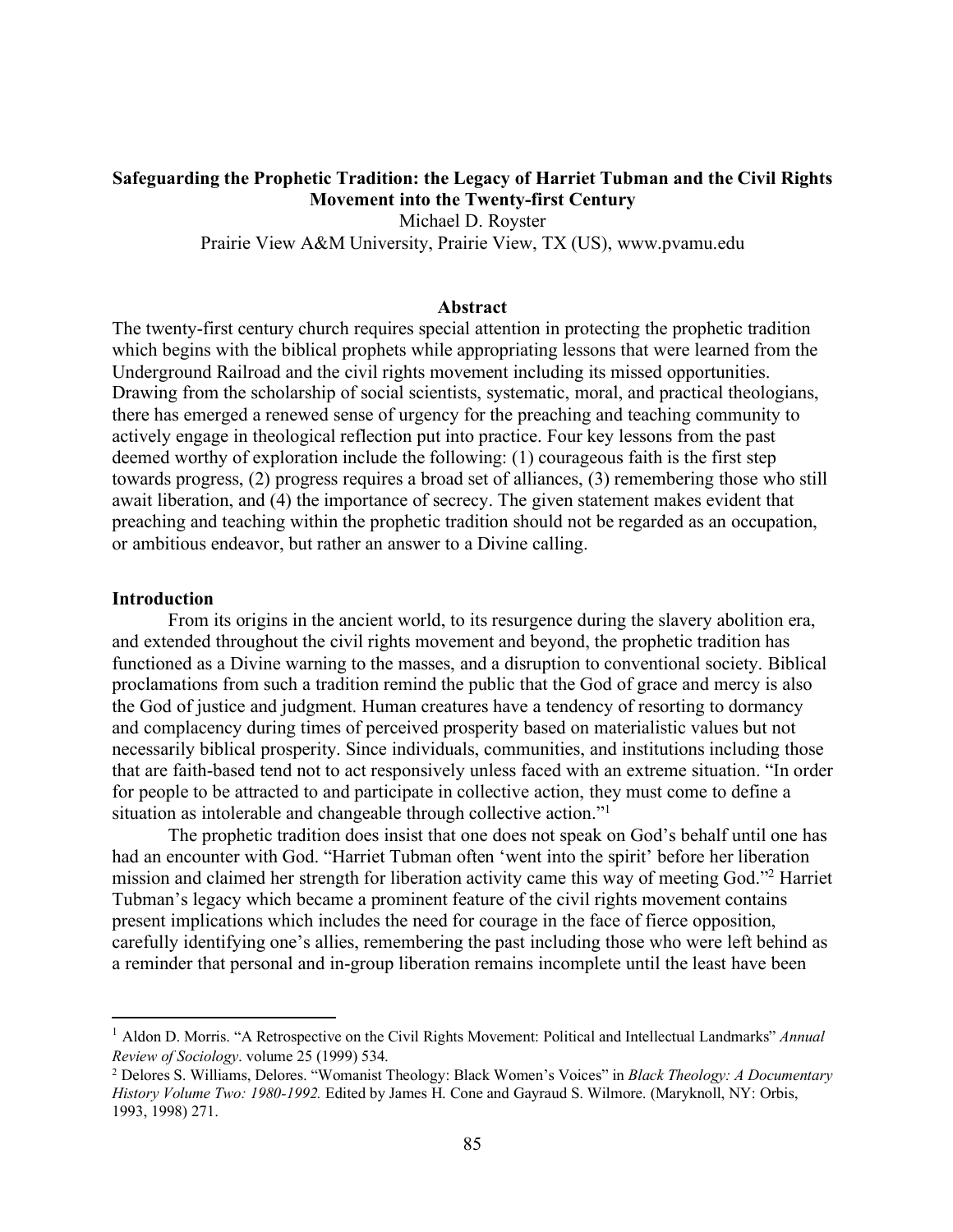# Safeguarding the Prophetic Tradition: the Legacy of Harriet Tubman and the Civil Rights Movement into the Twenty-first Century

Michael D. Royster

Prairie View A&M University, Prairie View, TX (US), www.pvamu.edu

## Abstract

The twenty-first century church requires special attention in protecting the prophetic tradition which begins with the biblical prophets while appropriating lessons that were learned from the Underground Railroad and the civil rights movement including its missed opportunities. Drawing from the scholarship of social scientists, systematic, moral, and practical theologians, there has emerged a renewed sense of urgency for the preaching and teaching community to actively engage in theological reflection put into practice. Four key lessons from the past deemed worthy of exploration include the following: (1) courageous faith is the first step towards progress, (2) progress requires a broad set of alliances, (3) remembering those who still await liberation, and (4) the importance of secrecy. The given statement makes evident that preaching and teaching within the prophetic tradition should not be regarded as an occupation, or ambitious endeavor, but rather an answer to a Divine calling.

## Introduction

From its origins in the ancient world, to its resurgence during the slavery abolition era, and extended throughout the civil rights movement and beyond, the prophetic tradition has functioned as a Divine warning to the masses, and a disruption to conventional society. Biblical proclamations from such a tradition remind the public that the God of grace and mercy is also the God of justice and judgment. Human creatures have a tendency of resorting to dormancy and complacency during times of perceived prosperity based on materialistic values but not necessarily biblical prosperity. Since individuals, communities, and institutions including those that are faith-based tend not to act responsively unless faced with an extreme situation. "In order for people to be attracted to and participate in collective action, they must come to define a situation as intolerable and changeable through collective action."[1]

The prophetic tradition does insist that one does not speak on God's behalf until one has had an encounter with God. "Harriet Tubman often 'went into the spirit' before her liberation mission and claimed her strength for liberation activity came this way of meeting God."[2] Harriet Tubman's legacy which became a prominent feature of the civil rights movement contains present implications which includes the need for courage in the face of fierce opposition, carefully identifying one's allies, remembering the past including those who were left behind as a reminder that personal and in-group liberation remains incomplete until the least have been

---

[1] Aldon D. Morris. "A Retrospective on the Civil Rights Movement: Political and Intellectual Landmarks" *Annual Review of Sociology*. volume 25 (1999) 534.

[2] Delores S. Williams, Delores. "Womanist Theology: Black Women's Voices" in *Black Theology: A Documentary History Volume Two: 1980-1992.* Edited by James H. Cone and Gayraud S. Wilmore. (Maryknoll, NY: Orbis, 1993, 1998) 271.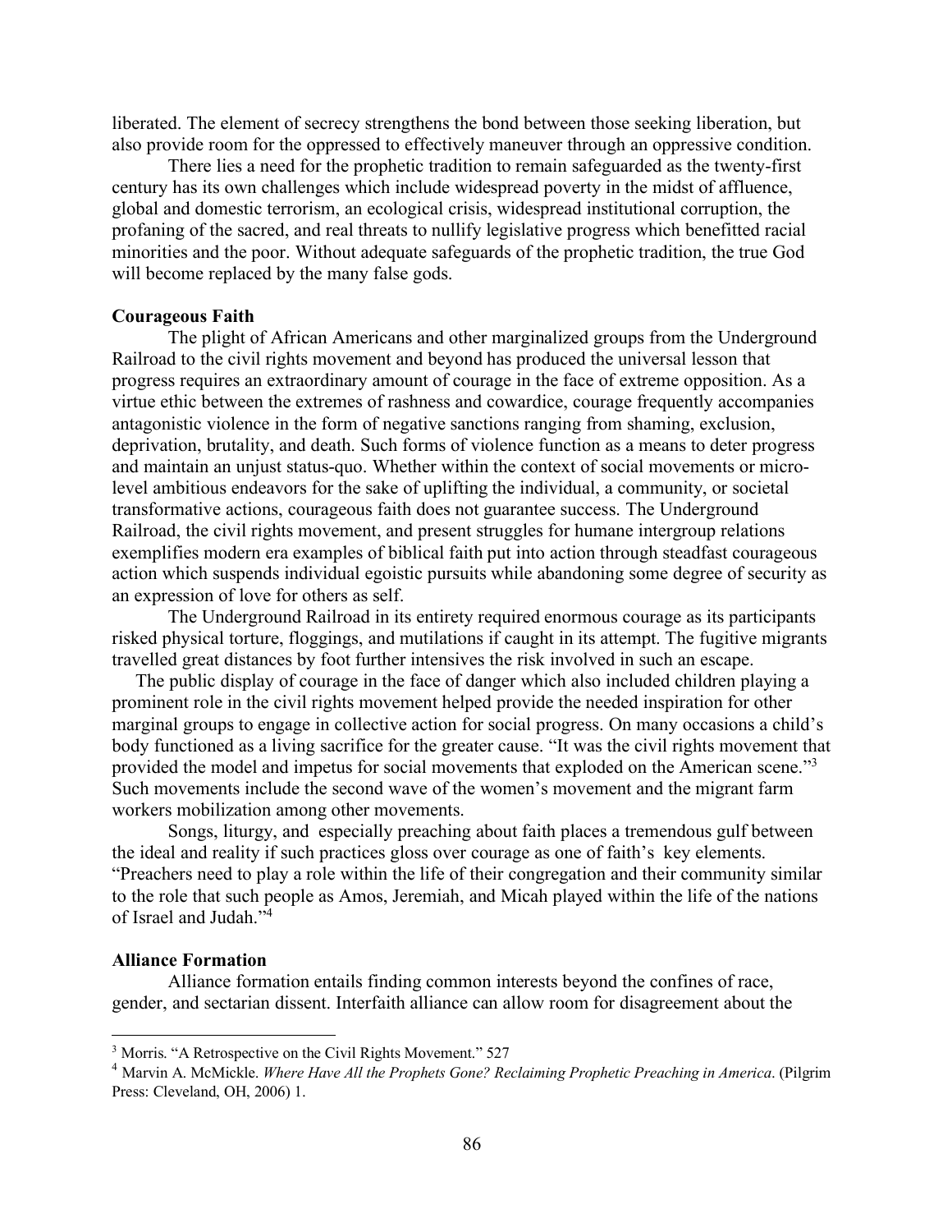liberated. The element of secrecy strengthens the bond between those seeking liberation, but also provide room for the oppressed to effectively maneuver through an oppressive condition.

There lies a need for the prophetic tradition to remain safeguarded as the twenty-first century has its own challenges which include widespread poverty in the midst of affluence, global and domestic terrorism, an ecological crisis, widespread institutional corruption, the profaning of the sacred, and real threats to nullify legislative progress which benefitted racial minorities and the poor. Without adequate safeguards of the prophetic tradition, the true God will become replaced by the many false gods.

**Courageous Faith**

The plight of African Americans and other marginalized groups from the Underground Railroad to the civil rights movement and beyond has produced the universal lesson that progress requires an extraordinary amount of courage in the face of extreme opposition. As a virtue ethic between the extremes of rashness and cowardice, courage frequently accompanies antagonistic violence in the form of negative sanctions ranging from shaming, exclusion, deprivation, brutality, and death. Such forms of violence function as a means to deter progress and maintain an unjust status-quo. Whether within the context of social movements or micro-level ambitious endeavors for the sake of uplifting the individual, a community, or societal transformative actions, courageous faith does not guarantee success. The Underground Railroad, the civil rights movement, and present struggles for humane intergroup relations exemplifies modern era examples of biblical faith put into action through steadfast courageous action which suspends individual egoistic pursuits while abandoning some degree of security as an expression of love for others as self.

The Underground Railroad in its entirety required enormous courage as its participants risked physical torture, floggings, and mutilations if caught in its attempt. The fugitive migrants travelled great distances by foot further intensives the risk involved in such an escape.

The public display of courage in the face of danger which also included children playing a prominent role in the civil rights movement helped provide the needed inspiration for other marginal groups to engage in collective action for social progress. On many occasions a child's body functioned as a living sacrifice for the greater cause. "It was the civil rights movement that provided the model and impetus for social movements that exploded on the American scene."[3] Such movements include the second wave of the women's movement and the migrant farm workers mobilization among other movements.

Songs, liturgy, and especially preaching about faith places a tremendous gulf between the ideal and reality if such practices gloss over courage as one of faith's key elements. "Preachers need to play a role within the life of their congregation and their community similar to the role that such people as Amos, Jeremiah, and Micah played within the life of the nations of Israel and Judah."[4]

**Alliance Formation**

Alliance formation entails finding common interests beyond the confines of race, gender, and sectarian dissent. Interfaith alliance can allow room for disagreement about the

---

[3] Morris. "A Retrospective on the Civil Rights Movement." 527

[4] Marvin A. McMickle. *Where Have All the Prophets Gone? Reclaiming Prophetic Preaching in America*. (Pilgrim Press: Cleveland, OH, 2006) 1.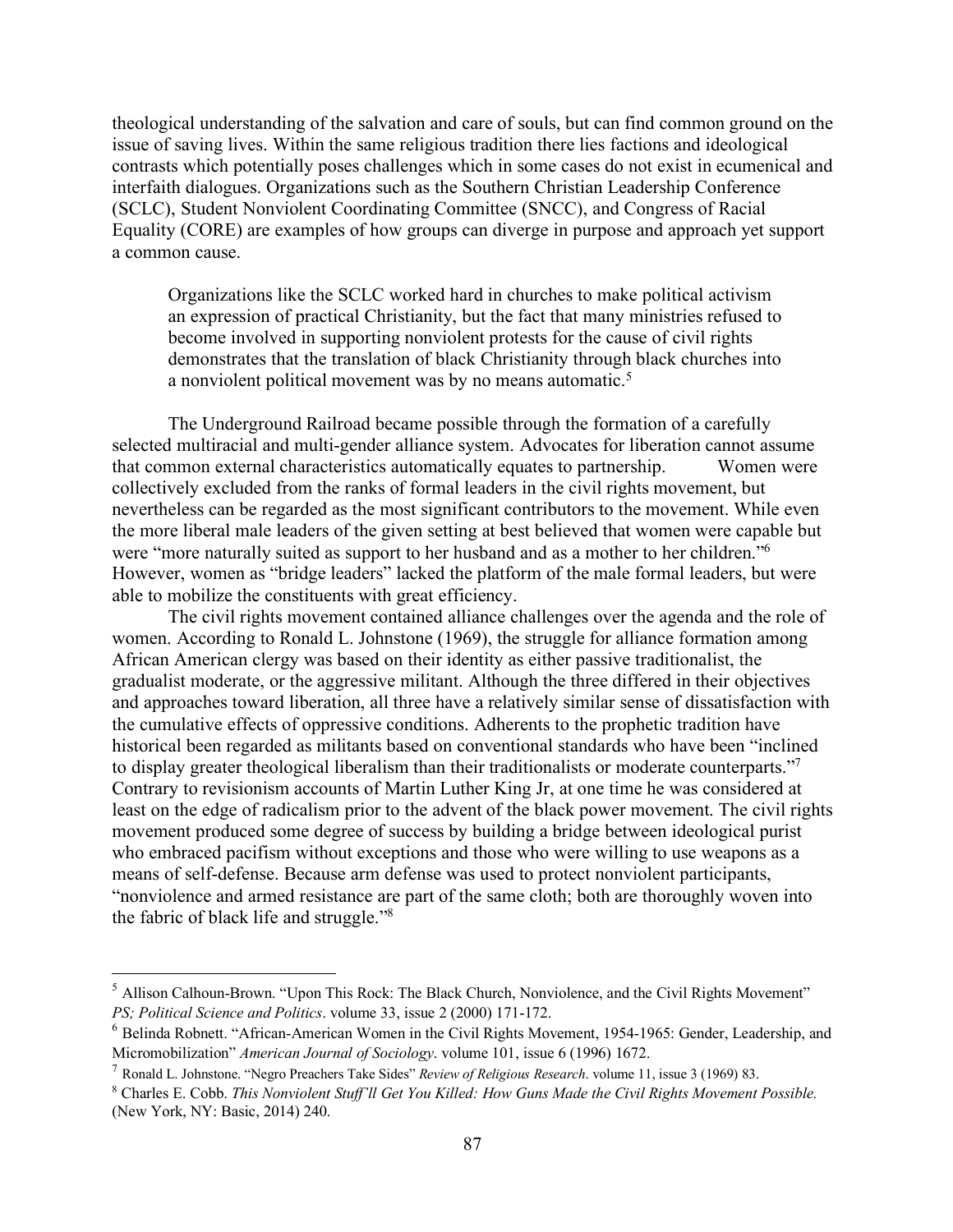theological understanding of the salvation and care of souls, but can find common ground on the issue of saving lives. Within the same religious tradition there lies factions and ideological contrasts which potentially poses challenges which in some cases do not exist in ecumenical and interfaith dialogues. Organizations such as the Southern Christian Leadership Conference (SCLC), Student Nonviolent Coordinating Committee (SNCC), and Congress of Racial Equality (CORE) are examples of how groups can diverge in purpose and approach yet support a common cause.

> Organizations like the SCLC worked hard in churches to make political activism an expression of practical Christianity, but the fact that many ministries refused to become involved in supporting nonviolent protests for the cause of civil rights demonstrates that the translation of black Christianity through black churches into a nonviolent political movement was by no means automatic.[5]

The Underground Railroad became possible through the formation of a carefully selected multiracial and multi-gender alliance system. Advocates for liberation cannot assume that common external characteristics automatically equates to partnership. Women were collectively excluded from the ranks of formal leaders in the civil rights movement, but nevertheless can be regarded as the most significant contributors to the movement. While even the more liberal male leaders of the given setting at best believed that women were capable but were "more naturally suited as support to her husband and as a mother to her children."[6] However, women as "bridge leaders" lacked the platform of the male formal leaders, but were able to mobilize the constituents with great efficiency.

The civil rights movement contained alliance challenges over the agenda and the role of women. According to Ronald L. Johnstone (1969), the struggle for alliance formation among African American clergy was based on their identity as either passive traditionalist, the gradualist moderate, or the aggressive militant. Although the three differed in their objectives and approaches toward liberation, all three have a relatively similar sense of dissatisfaction with the cumulative effects of oppressive conditions. Adherents to the prophetic tradition have historical been regarded as militants based on conventional standards who have been "inclined to display greater theological liberalism than their traditionalists or moderate counterparts."[7] Contrary to revisionism accounts of Martin Luther King Jr, at one time he was considered at least on the edge of radicalism prior to the advent of the black power movement. The civil rights movement produced some degree of success by building a bridge between ideological purist who embraced pacifism without exceptions and those who were willing to use weapons as a means of self-defense. Because arm defense was used to protect nonviolent participants, "nonviolence and armed resistance are part of the same cloth; both are thoroughly woven into the fabric of black life and struggle."[8]

---

[5] Allison Calhoun-Brown. "Upon This Rock: The Black Church, Nonviolence, and the Civil Rights Movement" *PS; Political Science and Politics*. volume 33, issue 2 (2000) 171-172.

[6] Belinda Robnett. "African-American Women in the Civil Rights Movement, 1954-1965: Gender, Leadership, and Micromobilization" *American Journal of Sociology*. volume 101, issue 6 (1996) 1672.

[7] Ronald L. Johnstone. "Negro Preachers Take Sides" *Review of Religious Research*. volume 11, issue 3 (1969) 83.

[8] Charles E. Cobb. *This Nonviolent Stuff'll Get You Killed: How Guns Made the Civil Rights Movement Possible.* (New York, NY: Basic, 2014) 240.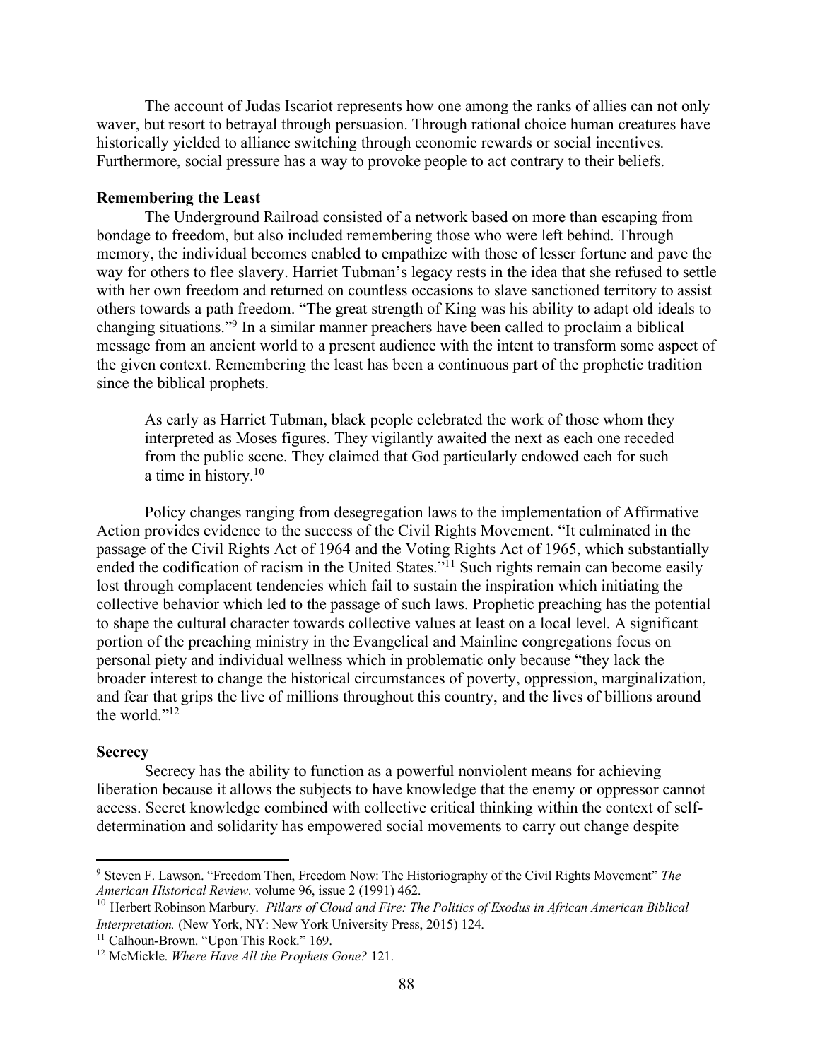The account of Judas Iscariot represents how one among the ranks of allies can not only waver, but resort to betrayal through persuasion. Through rational choice human creatures have historically yielded to alliance switching through economic rewards or social incentives. Furthermore, social pressure has a way to provoke people to act contrary to their beliefs.

**Remembering the Least**

The Underground Railroad consisted of a network based on more than escaping from bondage to freedom, but also included remembering those who were left behind. Through memory, the individual becomes enabled to empathize with those of lesser fortune and pave the way for others to flee slavery. Harriet Tubman's legacy rests in the idea that she refused to settle with her own freedom and returned on countless occasions to slave sanctioned territory to assist others towards a path freedom. "The great strength of King was his ability to adapt old ideals to changing situations."[9] In a similar manner preachers have been called to proclaim a biblical message from an ancient world to a present audience with the intent to transform some aspect of the given context. Remembering the least has been a continuous part of the prophetic tradition since the biblical prophets.

> As early as Harriet Tubman, black people celebrated the work of those whom they interpreted as Moses figures. They vigilantly awaited the next as each one receded from the public scene. They claimed that God particularly endowed each for such a time in history.[10]

Policy changes ranging from desegregation laws to the implementation of Affirmative Action provides evidence to the success of the Civil Rights Movement. "It culminated in the passage of the Civil Rights Act of 1964 and the Voting Rights Act of 1965, which substantially ended the codification of racism in the United States."[11] Such rights remain can become easily lost through complacent tendencies which fail to sustain the inspiration which initiating the collective behavior which led to the passage of such laws. Prophetic preaching has the potential to shape the cultural character towards collective values at least on a local level. A significant portion of the preaching ministry in the Evangelical and Mainline congregations focus on personal piety and individual wellness which in problematic only because "they lack the broader interest to change the historical circumstances of poverty, oppression, marginalization, and fear that grips the live of millions throughout this country, and the lives of billions around the world."[12]

**Secrecy**

Secrecy has the ability to function as a powerful nonviolent means for achieving liberation because it allows the subjects to have knowledge that the enemy or oppressor cannot access. Secret knowledge combined with collective critical thinking within the context of self-determination and solidarity has empowered social movements to carry out change despite

---

[9] Steven F. Lawson. "Freedom Then, Freedom Now: The Historiography of the Civil Rights Movement" *The American Historical Review*. volume 96, issue 2 (1991) 462.

[10] Herbert Robinson Marbury. *Pillars of Cloud and Fire: The Politics of Exodus in African American Biblical Interpretation.* (New York, NY: New York University Press, 2015) 124.

[11] Calhoun-Brown. "Upon This Rock." 169.

[12] McMickle. *Where Have All the Prophets Gone?* 121.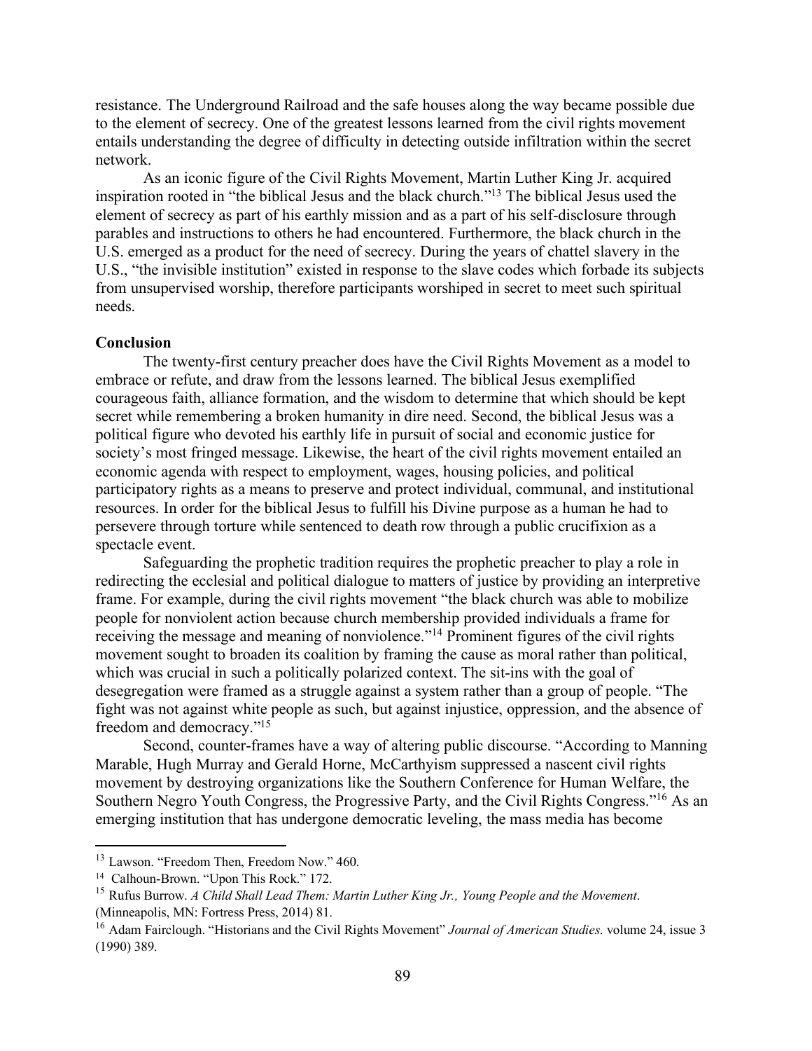resistance. The Underground Railroad and the safe houses along the way became possible due to the element of secrecy. One of the greatest lessons learned from the civil rights movement entails understanding the degree of difficulty in detecting outside infiltration within the secret network.

As an iconic figure of the Civil Rights Movement, Martin Luther King Jr. acquired inspiration rooted in "the biblical Jesus and the black church."[13] The biblical Jesus used the element of secrecy as part of his earthly mission and as a part of his self-disclosure through parables and instructions to others he had encountered. Furthermore, the black church in the U.S. emerged as a product for the need of secrecy. During the years of chattel slavery in the U.S., "the invisible institution" existed in response to the slave codes which forbade its subjects from unsupervised worship, therefore participants worshiped in secret to meet such spiritual needs.

**Conclusion**

The twenty-first century preacher does have the Civil Rights Movement as a model to embrace or refute, and draw from the lessons learned. The biblical Jesus exemplified courageous faith, alliance formation, and the wisdom to determine that which should be kept secret while remembering a broken humanity in dire need. Second, the biblical Jesus was a political figure who devoted his earthly life in pursuit of social and economic justice for society's most fringed message. Likewise, the heart of the civil rights movement entailed an economic agenda with respect to employment, wages, housing policies, and political participatory rights as a means to preserve and protect individual, communal, and institutional resources. In order for the biblical Jesus to fulfill his Divine purpose as a human he had to persevere through torture while sentenced to death row through a public crucifixion as a spectacle event.

Safeguarding the prophetic tradition requires the prophetic preacher to play a role in redirecting the ecclesial and political dialogue to matters of justice by providing an interpretive frame. For example, during the civil rights movement "the black church was able to mobilize people for nonviolent action because church membership provided individuals a frame for receiving the message and meaning of nonviolence."[14] Prominent figures of the civil rights movement sought to broaden its coalition by framing the cause as moral rather than political, which was crucial in such a politically polarized context. The sit-ins with the goal of desegregation were framed as a struggle against a system rather than a group of people. "The fight was not against white people as such, but against injustice, oppression, and the absence of freedom and democracy."[15]

Second, counter-frames have a way of altering public discourse. "According to Manning Marable, Hugh Murray and Gerald Horne, McCarthyism suppressed a nascent civil rights movement by destroying organizations like the Southern Conference for Human Welfare, the Southern Negro Youth Congress, the Progressive Party, and the Civil Rights Congress."[16] As an emerging institution that has undergone democratic leveling, the mass media has become

---

[13] Lawson. "Freedom Then, Freedom Now." 460.

[14] Calhoun-Brown. "Upon This Rock." 172.

[15] Rufus Burrow. *A Child Shall Lead Them: Martin Luther King Jr., Young People and the Movement*. (Minneapolis, MN: Fortress Press, 2014) 81.

[16] Adam Fairclough. "Historians and the Civil Rights Movement" *Journal of American Studies*. volume 24, issue 3 (1990) 389.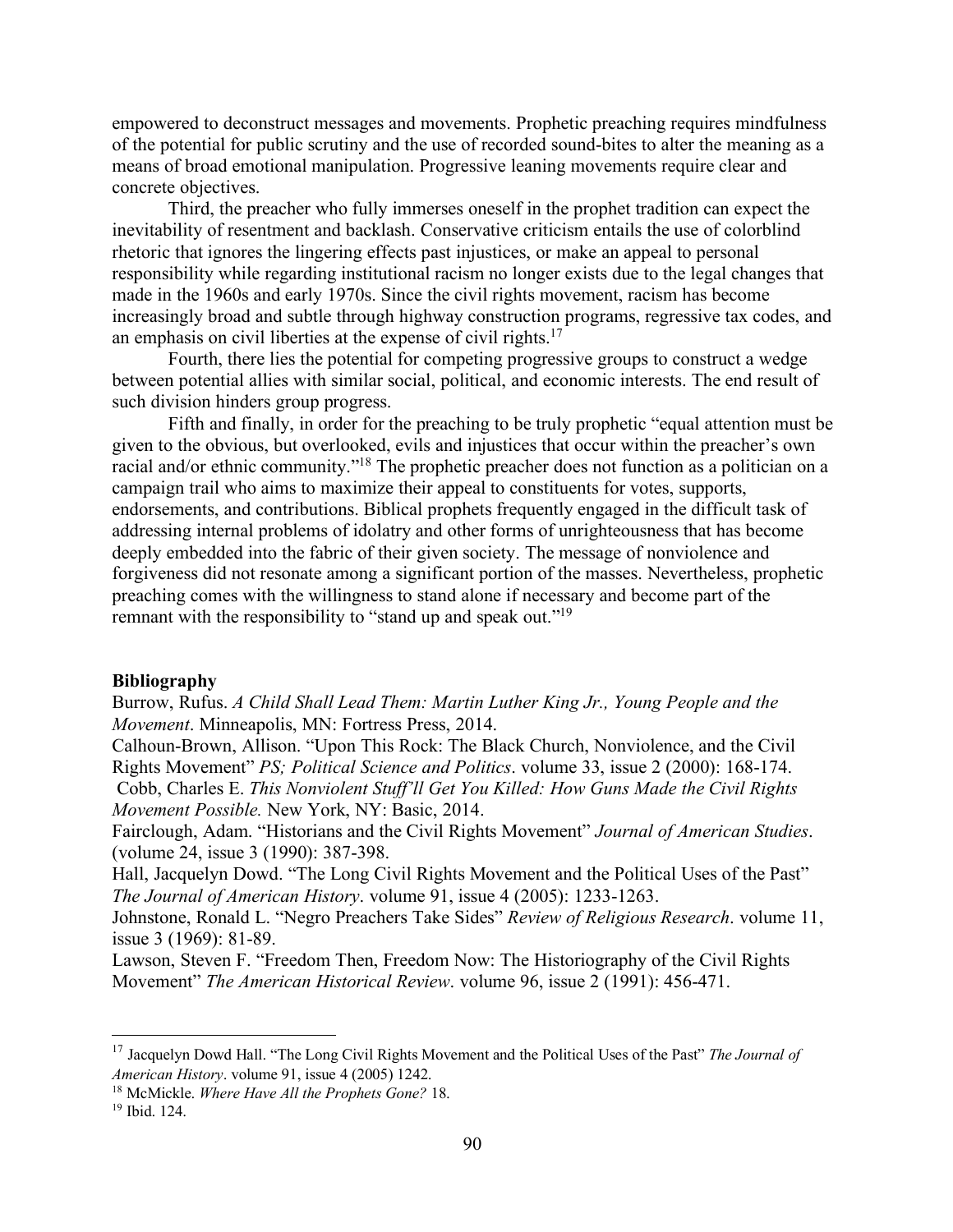empowered to deconstruct messages and movements. Prophetic preaching requires mindfulness of the potential for public scrutiny and the use of recorded sound-bites to alter the meaning as a means of broad emotional manipulation. Progressive leaning movements require clear and concrete objectives.

Third, the preacher who fully immerses oneself in the prophet tradition can expect the inevitability of resentment and backlash. Conservative criticism entails the use of colorblind rhetoric that ignores the lingering effects past injustices, or make an appeal to personal responsibility while regarding institutional racism no longer exists due to the legal changes that made in the 1960s and early 1970s. Since the civil rights movement, racism has become increasingly broad and subtle through highway construction programs, regressive tax codes, and an emphasis on civil liberties at the expense of civil rights.[17]

Fourth, there lies the potential for competing progressive groups to construct a wedge between potential allies with similar social, political, and economic interests. The end result of such division hinders group progress.

Fifth and finally, in order for the preaching to be truly prophetic "equal attention must be given to the obvious, but overlooked, evils and injustices that occur within the preacher's own racial and/or ethnic community."[18] The prophetic preacher does not function as a politician on a campaign trail who aims to maximize their appeal to constituents for votes, supports, endorsements, and contributions. Biblical prophets frequently engaged in the difficult task of addressing internal problems of idolatry and other forms of unrighteousness that has become deeply embedded into the fabric of their given society. The message of nonviolence and forgiveness did not resonate among a significant portion of the masses. Nevertheless, prophetic preaching comes with the willingness to stand alone if necessary and become part of the remnant with the responsibility to "stand up and speak out."[19]

**Bibliography**

Burrow, Rufus. *A Child Shall Lead Them: Martin Luther King Jr., Young People and the Movement*. Minneapolis, MN: Fortress Press, 2014.

Calhoun-Brown, Allison. "Upon This Rock: The Black Church, Nonviolence, and the Civil Rights Movement" *PS; Political Science and Politics*. volume 33, issue 2 (2000): 168-174.

Cobb, Charles E. *This Nonviolent Stuff'll Get You Killed: How Guns Made the Civil Rights Movement Possible.* New York, NY: Basic, 2014.

Fairclough, Adam. "Historians and the Civil Rights Movement" *Journal of American Studies*. (volume 24, issue 3 (1990): 387-398.

Hall, Jacquelyn Dowd. "The Long Civil Rights Movement and the Political Uses of the Past" *The Journal of American History*. volume 91, issue 4 (2005): 1233-1263.

Johnstone, Ronald L. "Negro Preachers Take Sides" *Review of Religious Research*. volume 11, issue 3 (1969): 81-89.

Lawson, Steven F. "Freedom Then, Freedom Now: The Historiography of the Civil Rights Movement" *The American Historical Review*. volume 96, issue 2 (1991): 456-471.

---

[17] Jacquelyn Dowd Hall. "The Long Civil Rights Movement and the Political Uses of the Past" *The Journal of American History*. volume 91, issue 4 (2005) 1242.

[18] McMickle. *Where Have All the Prophets Gone?* 18.

[19] Ibid. 124.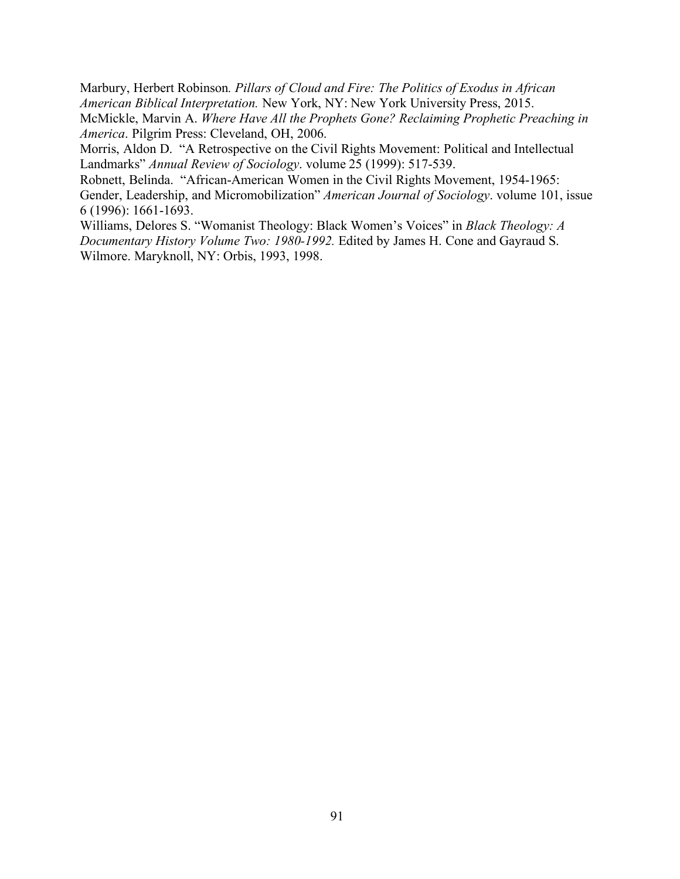Marbury, Herbert Robinson*. Pillars of Cloud and Fire: The Politics of Exodus in African American Biblical Interpretation.* New York, NY: New York University Press, 2015.

McMickle, Marvin A. *Where Have All the Prophets Gone? Reclaiming Prophetic Preaching in America*. Pilgrim Press: Cleveland, OH, 2006.

Morris, Aldon D. "A Retrospective on the Civil Rights Movement: Political and Intellectual Landmarks" *Annual Review of Sociology*. volume 25 (1999): 517-539.

Robnett, Belinda. "African-American Women in the Civil Rights Movement, 1954-1965: Gender, Leadership, and Micromobilization" *American Journal of Sociology*. volume 101, issue 6 (1996): 1661-1693.

Williams, Delores S. "Womanist Theology: Black Women's Voices" in *Black Theology: A Documentary History Volume Two: 1980-1992.* Edited by James H. Cone and Gayraud S. Wilmore. Maryknoll, NY: Orbis, 1993, 1998.